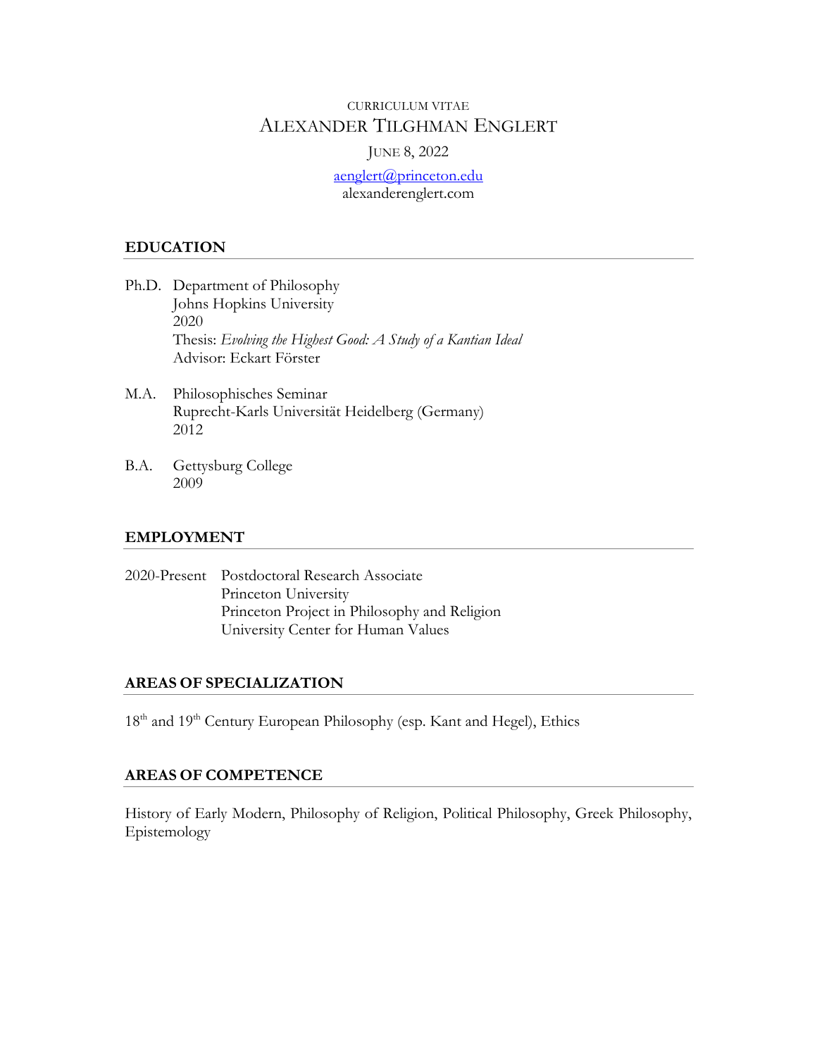CURRICULUM VITAE

# ALEXANDER TILGHMAN ENGLERT

JUNE 8, 2022

aenglert@princeton.edu
alexanderenglert.com

## EDUCATION

Ph.D. Department of Philosophy
Johns Hopkins University
2020
Thesis: *Evolving the Highest Good: A Study of a Kantian Ideal*
Advisor: Eckart Förster

M.A. Philosophisches Seminar
Ruprecht-Karls Universität Heidelberg (Germany)
2012

B.A. Gettysburg College
2009

## EMPLOYMENT

2020-Present Postdoctoral Research Associate
Princeton University
Princeton Project in Philosophy and Religion
University Center for Human Values

## AREAS OF SPECIALIZATION

18th and 19th Century European Philosophy (esp. Kant and Hegel), Ethics

## AREAS OF COMPETENCE

History of Early Modern, Philosophy of Religion, Political Philosophy, Greek Philosophy, Epistemology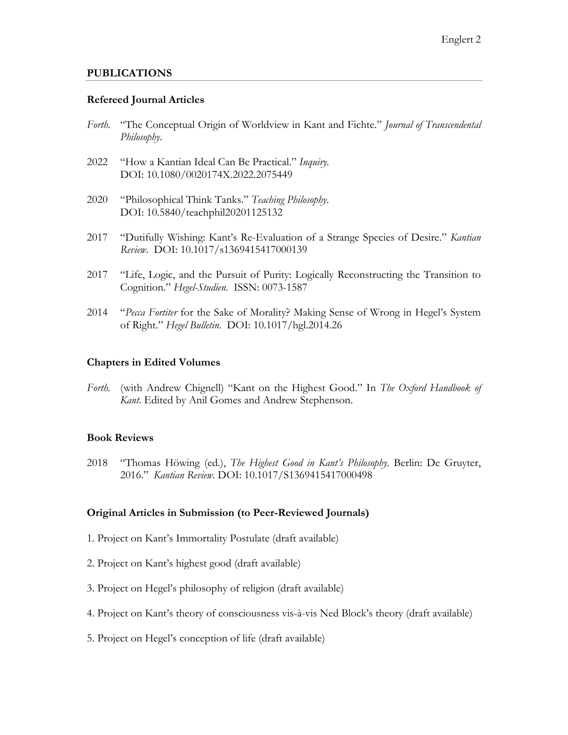## PUBLICATIONS

### Refereed Journal Articles

*Forth.* "The Conceptual Origin of Worldview in Kant and Fichte." *Journal of Transcendental Philosophy*.

2022 "How a Kantian Ideal Can Be Practical." *Inquiry*. DOI: 10.1080/0020174X.2022.2075449

2020 "Philosophical Think Tanks." *Teaching Philosophy*. DOI: 10.5840/teachphil20201125132

2017 "Dutifully Wishing: Kant's Re-Evaluation of a Strange Species of Desire." *Kantian Review*. DOI: 10.1017/s1369415417000139

2017 "Life, Logic, and the Pursuit of Purity: Logically Reconstructing the Transition to Cognition." *Hegel-Studien*. ISSN: 0073-1587

2014 "*Pecca Fortiter* for the Sake of Morality? Making Sense of Wrong in Hegel's System of Right." *Hegel Bulletin*. DOI: 10.1017/hgl.2014.26

### Chapters in Edited Volumes

*Forth.* (with Andrew Chignell) "Kant on the Highest Good." In *The Oxford Handbook of Kant*. Edited by Anil Gomes and Andrew Stephenson.

### Book Reviews

2018 "Thomas Höwing (ed.), *The Highest Good in Kant's Philosophy*. Berlin: De Gruyter, 2016." *Kantian Review*. DOI: 10.1017/S1369415417000498

### Original Articles in Submission (to Peer-Reviewed Journals)

1. Project on Kant's Immortality Postulate (draft available)
2. Project on Kant's highest good (draft available)
3. Project on Hegel's philosophy of religion (draft available)
4. Project on Kant's theory of consciousness vis-à-vis Ned Block's theory (draft available)
5. Project on Hegel's conception of life (draft available)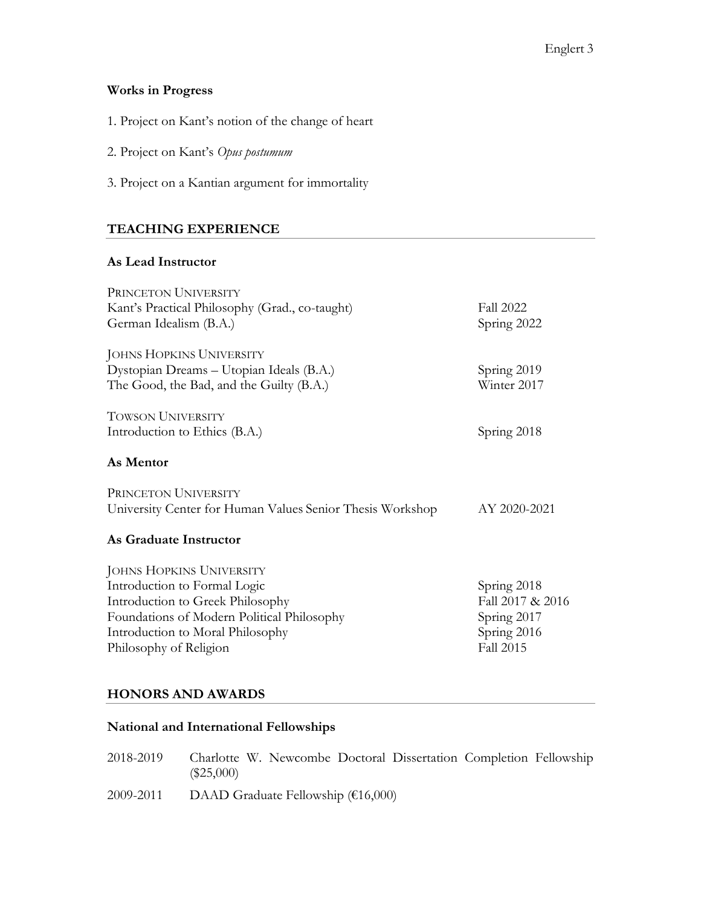### Works in Progress

1. Project on Kant's notion of the change of heart

2. Project on Kant's *Opus postumum*

3. Project on a Kantian argument for immortality

## TEACHING EXPERIENCE

### As Lead Instructor

PRINCETON UNIVERSITY

| | |
|---|---|
| Kant's Practical Philosophy (Grad., co-taught) | Fall 2022 |
| German Idealism (B.A.) | Spring 2022 |

JOHNS HOPKINS UNIVERSITY

| | |
|---|---|
| Dystopian Dreams – Utopian Ideals (B.A.) | Spring 2019 |
| The Good, the Bad, and the Guilty (B.A.) | Winter 2017 |

TOWSON UNIVERSITY

| | |
|---|---|
| Introduction to Ethics (B.A.) | Spring 2018 |

### As Mentor

PRINCETON UNIVERSITY

| | |
|---|---|
| University Center for Human Values Senior Thesis Workshop | AY 2020-2021 |

### As Graduate Instructor

JOHNS HOPKINS UNIVERSITY

| | |
|---|---|
| Introduction to Formal Logic | Spring 2018 |
| Introduction to Greek Philosophy | Fall 2017 & 2016 |
| Foundations of Modern Political Philosophy | Spring 2017 |
| Introduction to Moral Philosophy | Spring 2016 |
| Philosophy of Religion | Fall 2015 |

## HONORS AND AWARDS

### National and International Fellowships

| | |
|---|---|
| 2018-2019 | Charlotte W. Newcombe Doctoral Dissertation Completion Fellowship ($25,000) |
| 2009-2011 | DAAD Graduate Fellowship (€16,000) |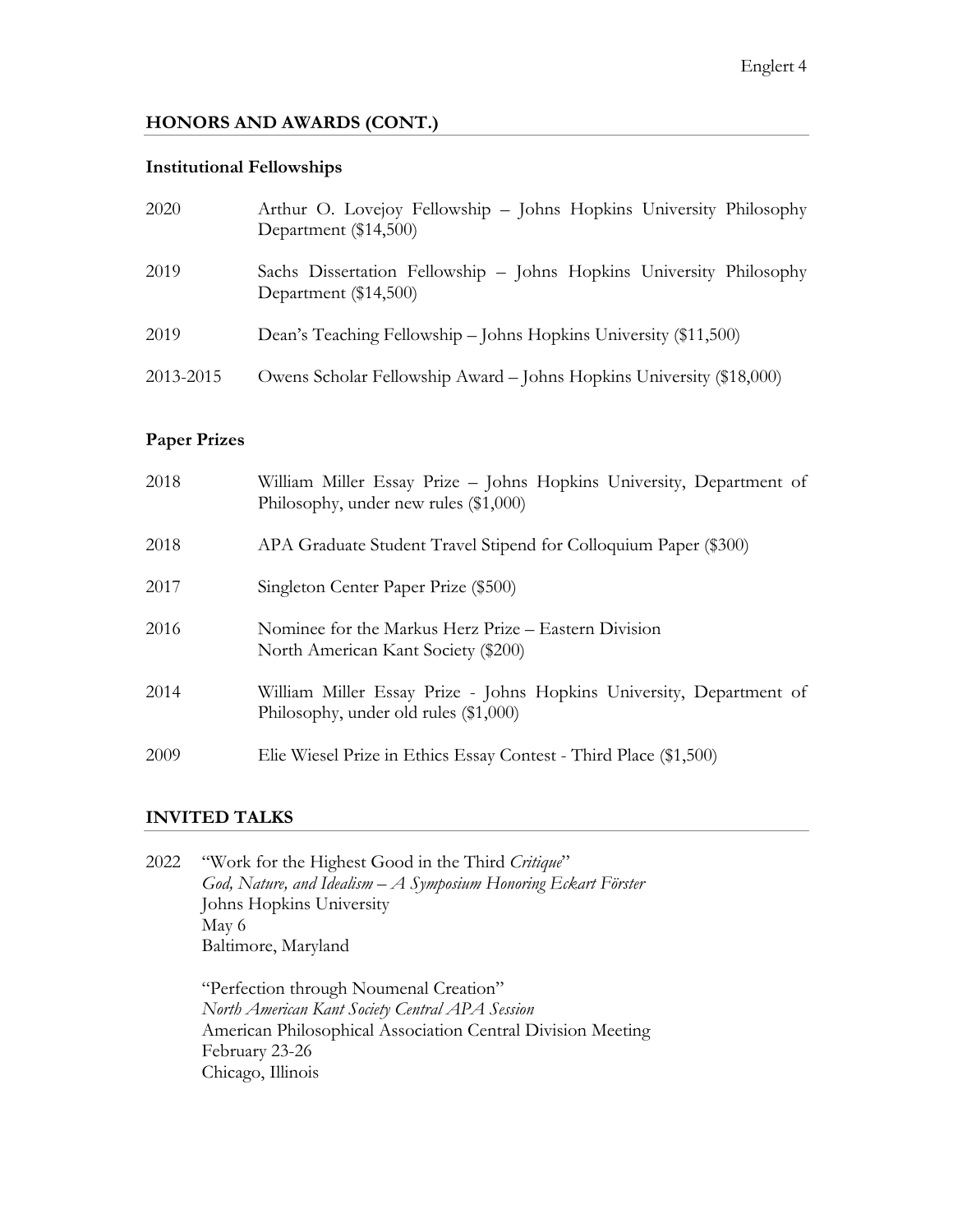## HONORS AND AWARDS (CONT.)

### Institutional Fellowships

2020 Arthur O. Lovejoy Fellowship – Johns Hopkins University Philosophy Department ($14,500)

2019 Sachs Dissertation Fellowship – Johns Hopkins University Philosophy Department ($14,500)

2019 Dean's Teaching Fellowship – Johns Hopkins University ($11,500)

2013-2015 Owens Scholar Fellowship Award – Johns Hopkins University ($18,000)

### Paper Prizes

2018 William Miller Essay Prize – Johns Hopkins University, Department of Philosophy, under new rules ($1,000)

2018 APA Graduate Student Travel Stipend for Colloquium Paper ($300)

2017 Singleton Center Paper Prize ($500)

2016 Nominee for the Markus Herz Prize – Eastern Division North American Kant Society ($200)

2014 William Miller Essay Prize - Johns Hopkins University, Department of Philosophy, under old rules ($1,000)

2009 Elie Wiesel Prize in Ethics Essay Contest - Third Place ($1,500)

## INVITED TALKS

2022 "Work for the Highest Good in the Third *Critique*"
*God, Nature, and Idealism – A Symposium Honoring Eckart Förster*
Johns Hopkins University
May 6
Baltimore, Maryland

"Perfection through Noumenal Creation"
*North American Kant Society Central APA Session*
American Philosophical Association Central Division Meeting
February 23-26
Chicago, Illinois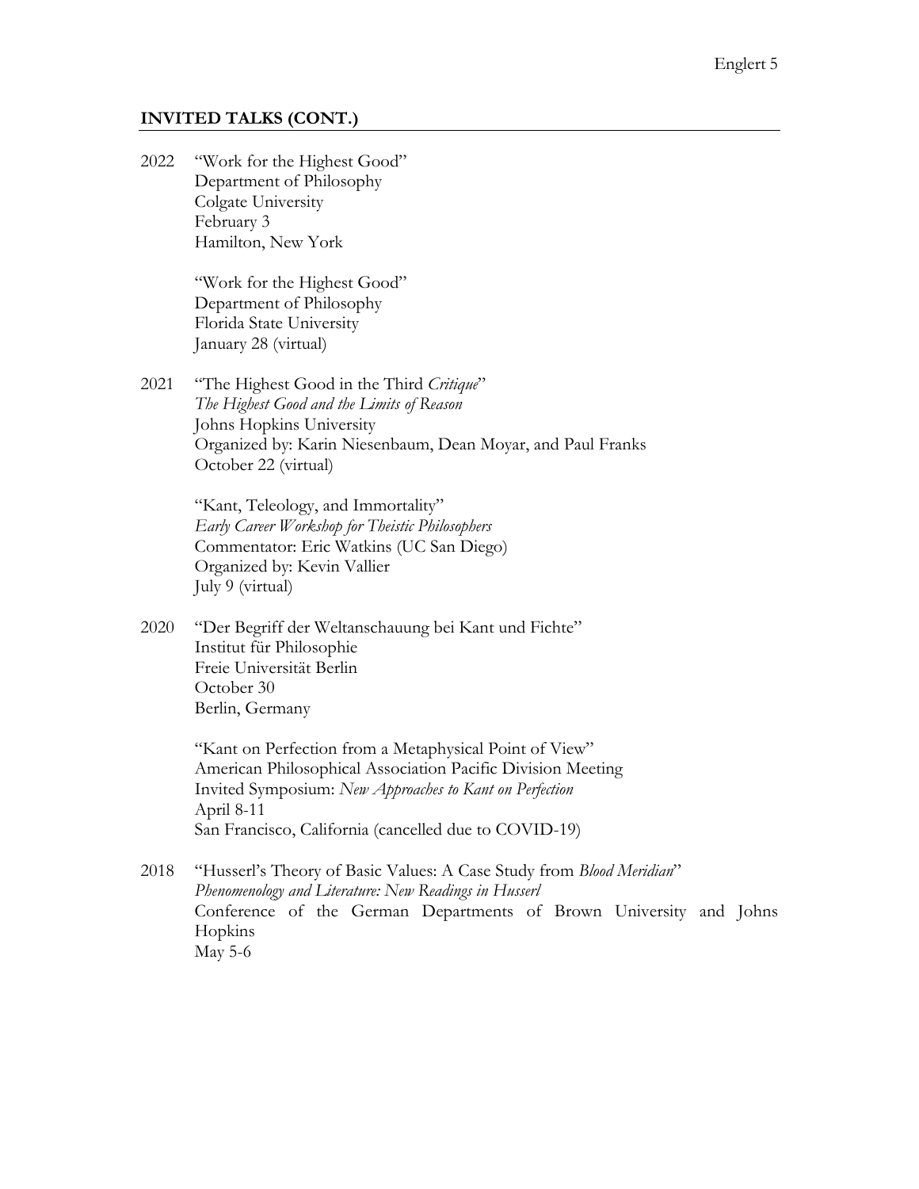## INVITED TALKS (CONT.)

2022 "Work for the Highest Good"
Department of Philosophy
Colgate University
February 3
Hamilton, New York

"Work for the Highest Good"
Department of Philosophy
Florida State University
January 28 (virtual)

2021 "The Highest Good in the Third *Critique*"
*The Highest Good and the Limits of Reason*
Johns Hopkins University
Organized by: Karin Niesenbaum, Dean Moyar, and Paul Franks
October 22 (virtual)

"Kant, Teleology, and Immortality"
*Early Career Workshop for Theistic Philosophers*
Commentator: Eric Watkins (UC San Diego)
Organized by: Kevin Vallier
July 9 (virtual)

2020 "Der Begriff der Weltanschauung bei Kant und Fichte"
Institut für Philosophie
Freie Universität Berlin
October 30
Berlin, Germany

"Kant on Perfection from a Metaphysical Point of View"
American Philosophical Association Pacific Division Meeting
Invited Symposium: *New Approaches to Kant on Perfection*
April 8-11
San Francisco, California (cancelled due to COVID-19)

2018 "Husserl's Theory of Basic Values: A Case Study from *Blood Meridian*"
*Phenomenology and Literature: New Readings in Husserl*
Conference of the German Departments of Brown University and Johns Hopkins
May 5-6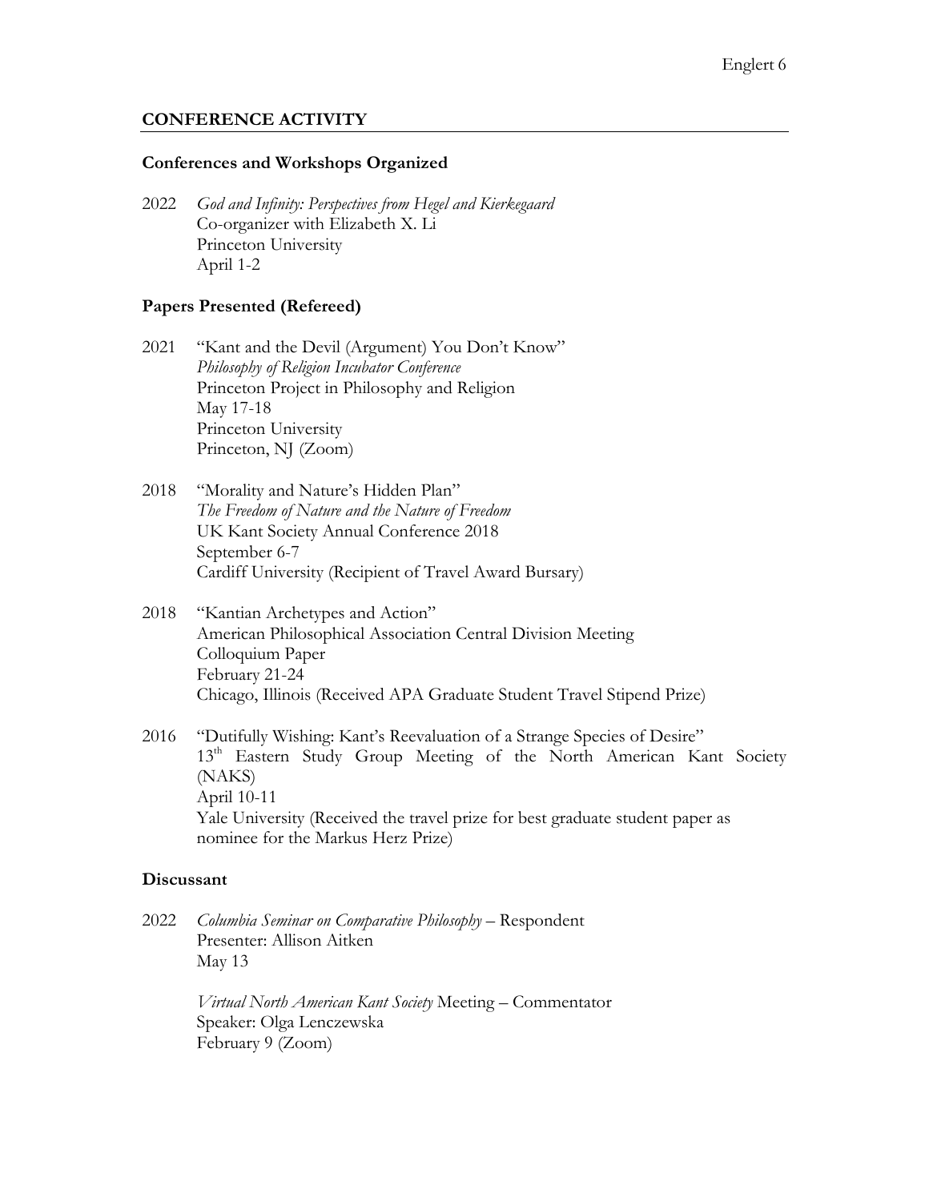## CONFERENCE ACTIVITY

### Conferences and Workshops Organized

2022 *God and Infinity: Perspectives from Hegel and Kierkegaard*
Co-organizer with Elizabeth X. Li
Princeton University
April 1-2

### Papers Presented (Refereed)

2021 "Kant and the Devil (Argument) You Don't Know"
*Philosophy of Religion Incubator Conference*
Princeton Project in Philosophy and Religion
May 17-18
Princeton University
Princeton, NJ (Zoom)

2018 "Morality and Nature's Hidden Plan"
*The Freedom of Nature and the Nature of Freedom*
UK Kant Society Annual Conference 2018
September 6-7
Cardiff University (Recipient of Travel Award Bursary)

2018 "Kantian Archetypes and Action"
American Philosophical Association Central Division Meeting
Colloquium Paper
February 21-24
Chicago, Illinois (Received APA Graduate Student Travel Stipend Prize)

2016 "Dutifully Wishing: Kant's Reevaluation of a Strange Species of Desire"
13th Eastern Study Group Meeting of the North American Kant Society (NAKS)
April 10-11
Yale University (Received the travel prize for best graduate student paper as nominee for the Markus Herz Prize)

### Discussant

2022 *Columbia Seminar on Comparative Philosophy* – Respondent
Presenter: Allison Aitken
May 13

*Virtual North American Kant Society* Meeting – Commentator
Speaker: Olga Lenczewska
February 9 (Zoom)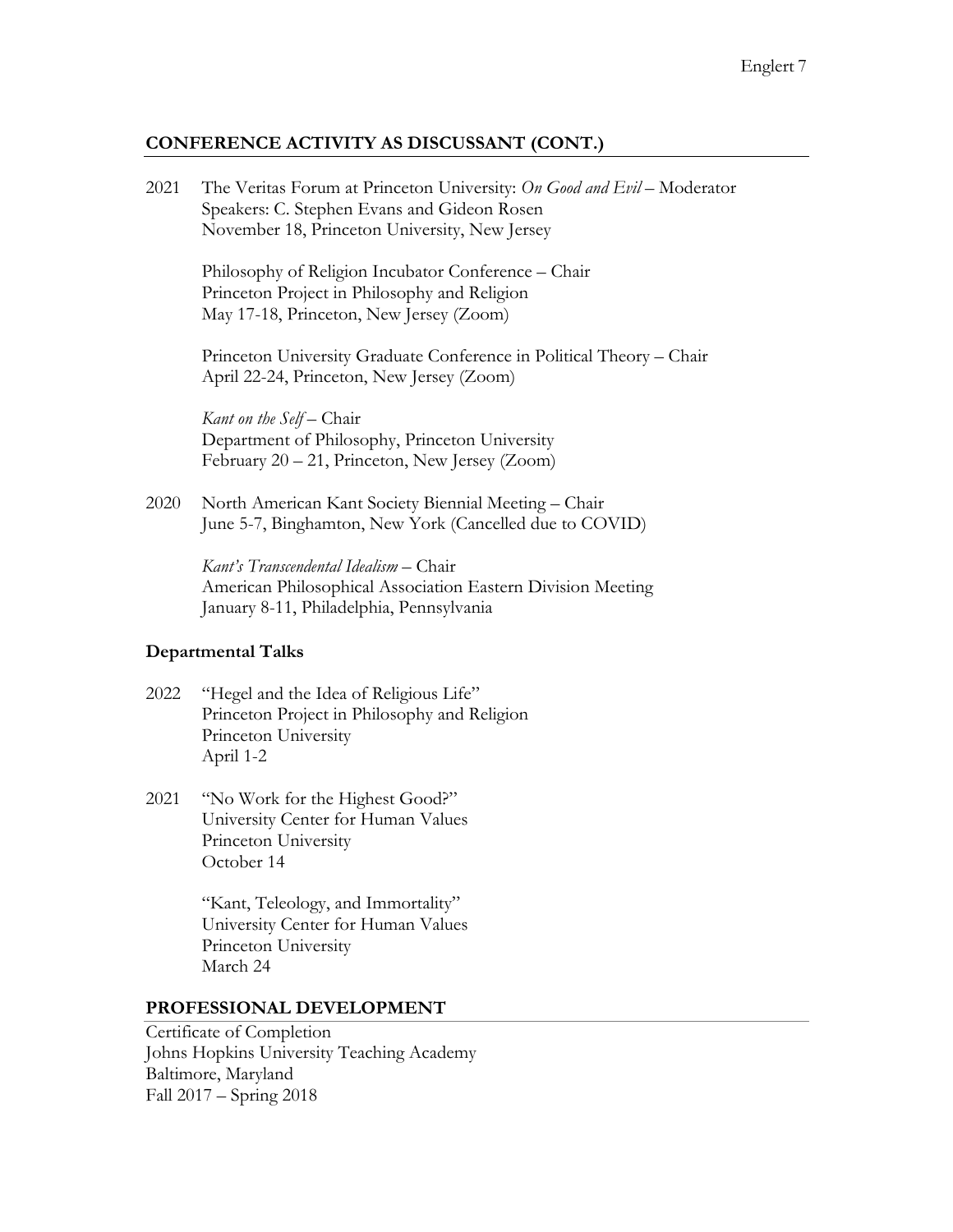## CONFERENCE ACTIVITY AS DISCUSSANT (CONT.)

2021 The Veritas Forum at Princeton University: *On Good and Evil* – Moderator
Speakers: C. Stephen Evans and Gideon Rosen
November 18, Princeton University, New Jersey

Philosophy of Religion Incubator Conference – Chair
Princeton Project in Philosophy and Religion
May 17-18, Princeton, New Jersey (Zoom)

Princeton University Graduate Conference in Political Theory – Chair
April 22-24, Princeton, New Jersey (Zoom)

*Kant on the Self* – Chair
Department of Philosophy, Princeton University
February 20 – 21, Princeton, New Jersey (Zoom)

2020 North American Kant Society Biennial Meeting – Chair
June 5-7, Binghamton, New York (Cancelled due to COVID)

*Kant's Transcendental Idealism* – Chair
American Philosophical Association Eastern Division Meeting
January 8-11, Philadelphia, Pennsylvania

### Departmental Talks

2022 "Hegel and the Idea of Religious Life"
Princeton Project in Philosophy and Religion
Princeton University
April 1-2

2021 "No Work for the Highest Good?"
University Center for Human Values
Princeton University
October 14

"Kant, Teleology, and Immortality"
University Center for Human Values
Princeton University
March 24

## PROFESSIONAL DEVELOPMENT

Certificate of Completion
Johns Hopkins University Teaching Academy
Baltimore, Maryland
Fall 2017 – Spring 2018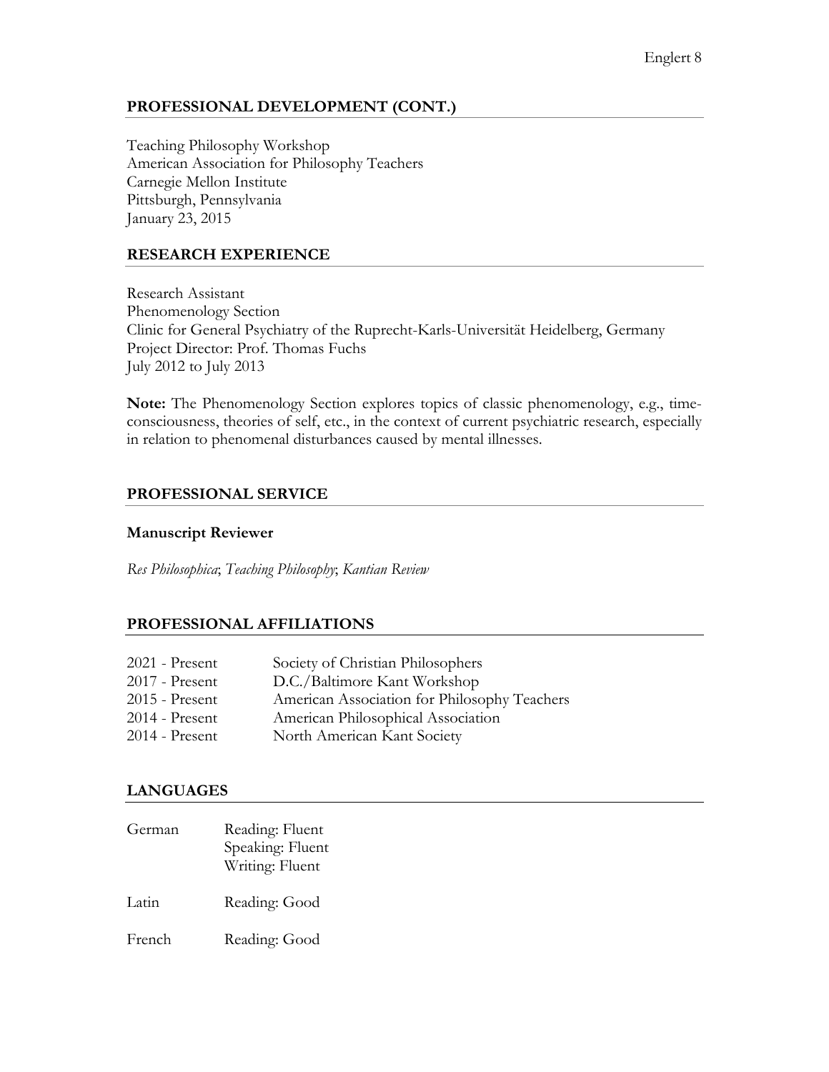## PROFESSIONAL DEVELOPMENT (CONT.)

Teaching Philosophy Workshop
American Association for Philosophy Teachers
Carnegie Mellon Institute
Pittsburgh, Pennsylvania
January 23, 2015

## RESEARCH EXPERIENCE

Research Assistant
Phenomenology Section
Clinic for General Psychiatry of the Ruprecht-Karls-Universität Heidelberg, Germany
Project Director: Prof. Thomas Fuchs
July 2012 to July 2013

**Note:** The Phenomenology Section explores topics of classic phenomenology, e.g., time-consciousness, theories of self, etc., in the context of current psychiatric research, especially in relation to phenomenal disturbances caused by mental illnesses.

## PROFESSIONAL SERVICE

### Manuscript Reviewer

*Res Philosophica*; *Teaching Philosophy*; *Kantian Review*

## PROFESSIONAL AFFILIATIONS

| | |
|---|---|
| 2021 - Present | Society of Christian Philosophers |
| 2017 - Present | D.C./Baltimore Kant Workshop |
| 2015 - Present | American Association for Philosophy Teachers |
| 2014 - Present | American Philosophical Association |
| 2014 - Present | North American Kant Society |

## LANGUAGES

| | |
|---|---|
| German | Reading: Fluent<br>Speaking: Fluent<br>Writing: Fluent |
| Latin | Reading: Good |
| French | Reading: Good |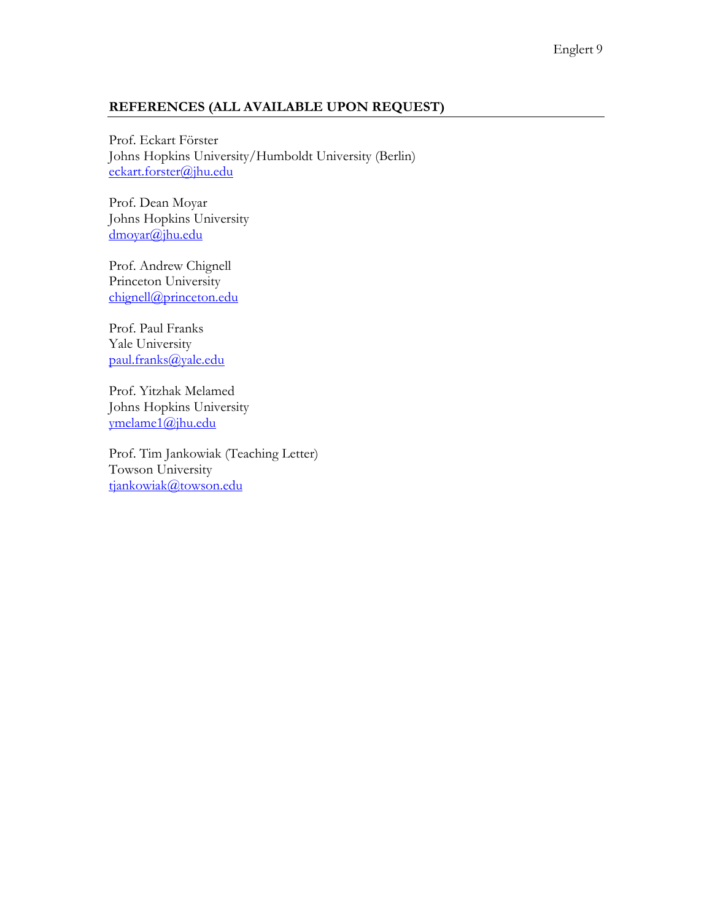## REFERENCES (ALL AVAILABLE UPON REQUEST)

Prof. Eckart Förster
Johns Hopkins University/Humboldt University (Berlin)
eckart.forster@jhu.edu

Prof. Dean Moyar
Johns Hopkins University
dmoyar@jhu.edu

Prof. Andrew Chignell
Princeton University
chignell@princeton.edu

Prof. Paul Franks
Yale University
paul.franks@yale.edu

Prof. Yitzhak Melamed
Johns Hopkins University
ymelame1@jhu.edu

Prof. Tim Jankowiak (Teaching Letter)
Towson University
tjankowiak@towson.edu